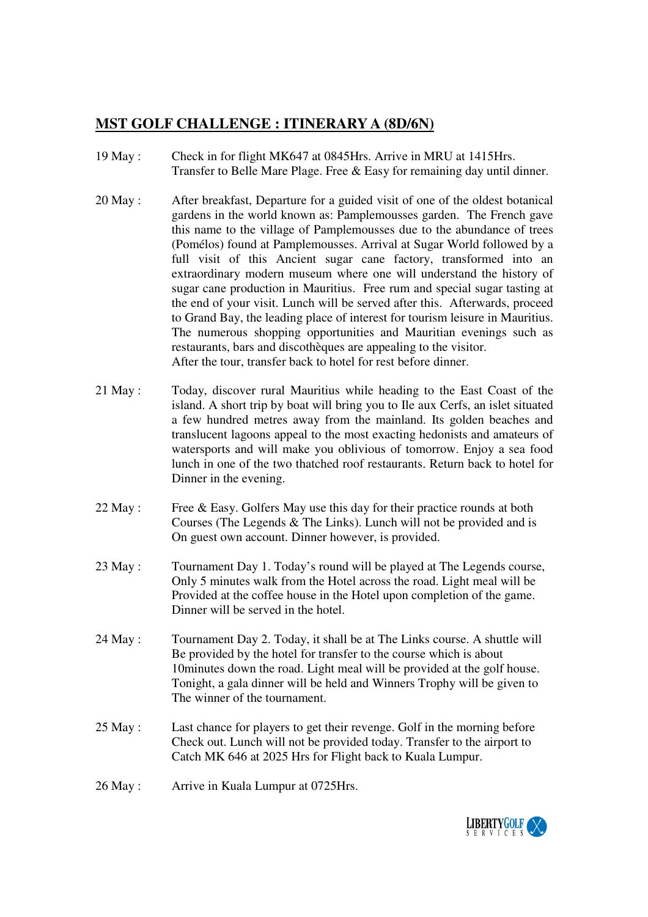# MST GOLF CHALLENGE : ITINERARY A (8D/6N)

19 May : Check in for flight MK647 at 0845Hrs. Arrive in MRU at 1415Hrs. Transfer to Belle Mare Plage. Free & Easy for remaining day until dinner.

20 May : After breakfast, Departure for a guided visit of one of the oldest botanical gardens in the world known as: Pamplemousses garden. The French gave this name to the village of Pamplemousses due to the abundance of trees (Pomélos) found at Pamplemousses. Arrival at Sugar World followed by a full visit of this Ancient sugar cane factory, transformed into an extraordinary modern museum where one will understand the history of sugar cane production in Mauritius. Free rum and special sugar tasting at the end of your visit. Lunch will be served after this. Afterwards, proceed to Grand Bay, the leading place of interest for tourism leisure in Mauritius. The numerous shopping opportunities and Mauritian evenings such as restaurants, bars and discothèques are appealing to the visitor. After the tour, transfer back to hotel for rest before dinner.

21 May : Today, discover rural Mauritius while heading to the East Coast of the island. A short trip by boat will bring you to Ile aux Cerfs, an islet situated a few hundred metres away from the mainland. Its golden beaches and translucent lagoons appeal to the most exacting hedonists and amateurs of watersports and will make you oblivious of tomorrow. Enjoy a sea food lunch in one of the two thatched roof restaurants. Return back to hotel for Dinner in the evening.

22 May : Free & Easy. Golfers May use this day for their practice rounds at both Courses (The Legends & The Links). Lunch will not be provided and is On guest own account. Dinner however, is provided.

23 May : Tournament Day 1. Today's round will be played at The Legends course, Only 5 minutes walk from the Hotel across the road. Light meal will be Provided at the coffee house in the Hotel upon completion of the game. Dinner will be served in the hotel.

24 May : Tournament Day 2. Today, it shall be at The Links course. A shuttle will Be provided by the hotel for transfer to the course which is about 10minutes down the road. Light meal will be provided at the golf house. Tonight, a gala dinner will be held and Winners Trophy will be given to The winner of the tournament.

25 May : Last chance for players to get their revenge. Golf in the morning before Check out. Lunch will not be provided today. Transfer to the airport to Catch MK 646 at 2025 Hrs for Flight back to Kuala Lumpur.

26 May : Arrive in Kuala Lumpur at 0725Hrs.

LIBERTYGOLF SERVICES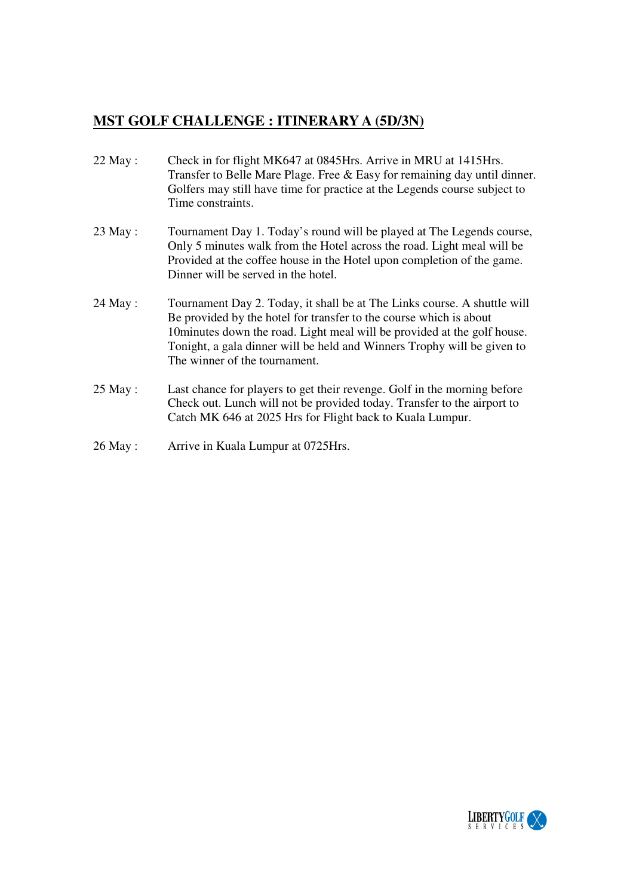# MST GOLF CHALLENGE : ITINERARY A (5D/3N)

| | |
|---|---|
| 22 May : | Check in for flight MK647 at 0845Hrs. Arrive in MRU at 1415Hrs. Transfer to Belle Mare Plage. Free & Easy for remaining day until dinner. Golfers may still have time for practice at the Legends course subject to Time constraints. |
| 23 May : | Tournament Day 1. Today's round will be played at The Legends course, Only 5 minutes walk from the Hotel across the road. Light meal will be Provided at the coffee house in the Hotel upon completion of the game. Dinner will be served in the hotel. |
| 24 May : | Tournament Day 2. Today, it shall be at The Links course. A shuttle will Be provided by the hotel for transfer to the course which is about 10minutes down the road. Light meal will be provided at the golf house. Tonight, a gala dinner will be held and Winners Trophy will be given to The winner of the tournament. |
| 25 May : | Last chance for players to get their revenge. Golf in the morning before Check out. Lunch will not be provided today. Transfer to the airport to Catch MK 646 at 2025 Hrs for Flight back to Kuala Lumpur. |
| 26 May : | Arrive in Kuala Lumpur at 0725Hrs. |

LIBERTY GOLF SERVICES